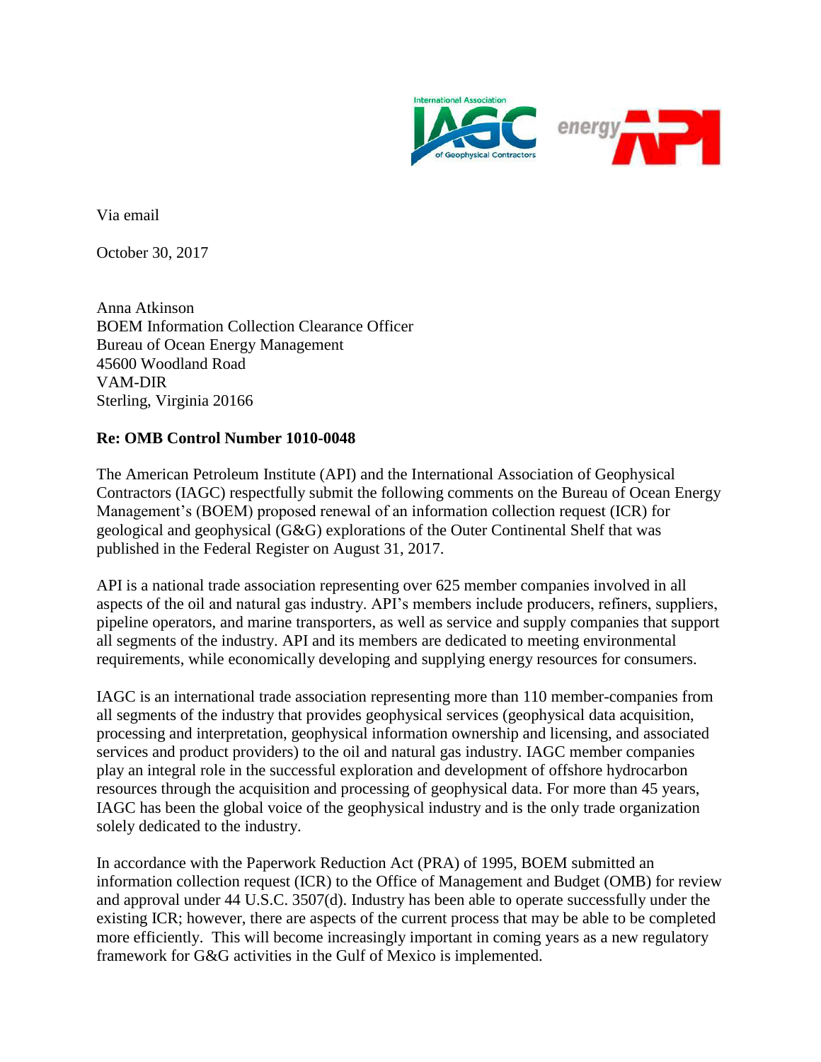Via email

October 30, 2017

Anna Atkinson
BOEM Information Collection Clearance Officer
Bureau of Ocean Energy Management
45600 Woodland Road
VAM-DIR
Sterling, Virginia 20166

**Re: OMB Control Number 1010-0048**

The American Petroleum Institute (API) and the International Association of Geophysical Contractors (IAGC) respectfully submit the following comments on the Bureau of Ocean Energy Management's (BOEM) proposed renewal of an information collection request (ICR) for geological and geophysical (G&G) explorations of the Outer Continental Shelf that was published in the Federal Register on August 31, 2017.

API is a national trade association representing over 625 member companies involved in all aspects of the oil and natural gas industry. API's members include producers, refiners, suppliers, pipeline operators, and marine transporters, as well as service and supply companies that support all segments of the industry. API and its members are dedicated to meeting environmental requirements, while economically developing and supplying energy resources for consumers.

IAGC is an international trade association representing more than 110 member-companies from all segments of the industry that provides geophysical services (geophysical data acquisition, processing and interpretation, geophysical information ownership and licensing, and associated services and product providers) to the oil and natural gas industry. IAGC member companies play an integral role in the successful exploration and development of offshore hydrocarbon resources through the acquisition and processing of geophysical data. For more than 45 years, IAGC has been the global voice of the geophysical industry and is the only trade organization solely dedicated to the industry.

In accordance with the Paperwork Reduction Act (PRA) of 1995, BOEM submitted an information collection request (ICR) to the Office of Management and Budget (OMB) for review and approval under 44 U.S.C. 3507(d). Industry has been able to operate successfully under the existing ICR; however, there are aspects of the current process that may be able to be completed more efficiently. This will become increasingly important in coming years as a new regulatory framework for G&G activities in the Gulf of Mexico is implemented.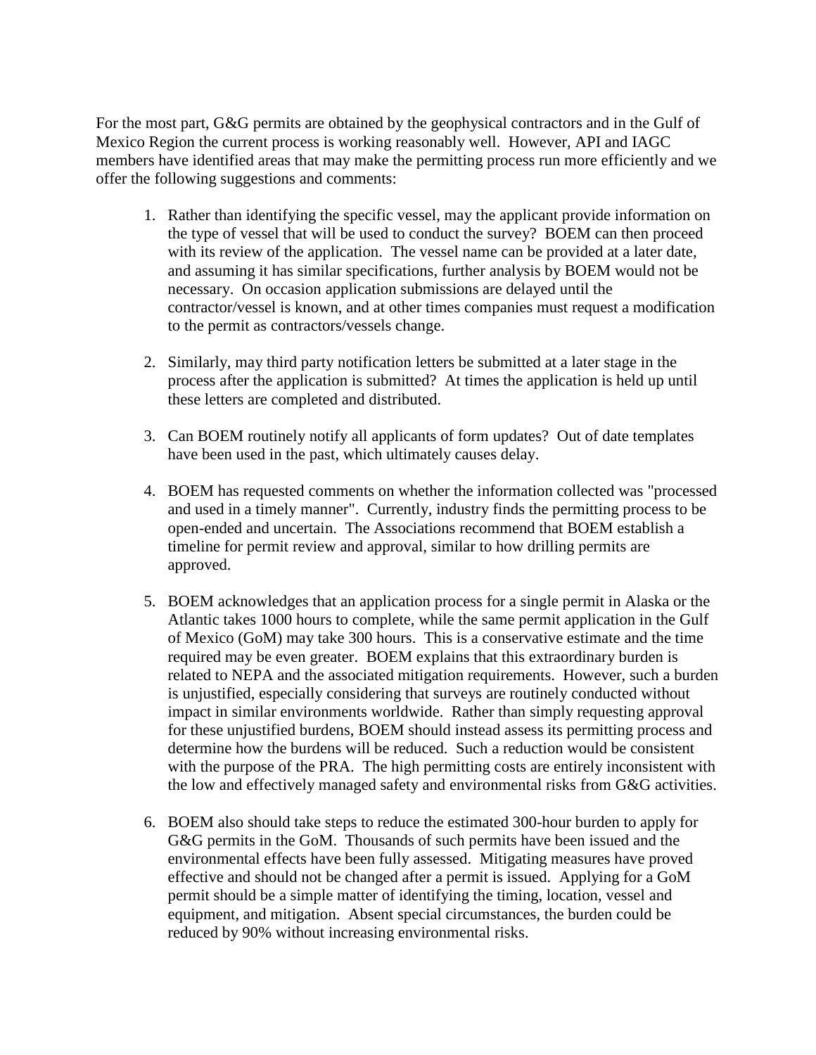For the most part, G&G permits are obtained by the geophysical contractors and in the Gulf of Mexico Region the current process is working reasonably well. However, API and IAGC members have identified areas that may make the permitting process run more efficiently and we offer the following suggestions and comments:

1. Rather than identifying the specific vessel, may the applicant provide information on the type of vessel that will be used to conduct the survey? BOEM can then proceed with its review of the application. The vessel name can be provided at a later date, and assuming it has similar specifications, further analysis by BOEM would not be necessary. On occasion application submissions are delayed until the contractor/vessel is known, and at other times companies must request a modification to the permit as contractors/vessels change.

2. Similarly, may third party notification letters be submitted at a later stage in the process after the application is submitted? At times the application is held up until these letters are completed and distributed.

3. Can BOEM routinely notify all applicants of form updates? Out of date templates have been used in the past, which ultimately causes delay.

4. BOEM has requested comments on whether the information collected was "processed and used in a timely manner". Currently, industry finds the permitting process to be open-ended and uncertain. The Associations recommend that BOEM establish a timeline for permit review and approval, similar to how drilling permits are approved.

5. BOEM acknowledges that an application process for a single permit in Alaska or the Atlantic takes 1000 hours to complete, while the same permit application in the Gulf of Mexico (GoM) may take 300 hours. This is a conservative estimate and the time required may be even greater. BOEM explains that this extraordinary burden is related to NEPA and the associated mitigation requirements. However, such a burden is unjustified, especially considering that surveys are routinely conducted without impact in similar environments worldwide. Rather than simply requesting approval for these unjustified burdens, BOEM should instead assess its permitting process and determine how the burdens will be reduced. Such a reduction would be consistent with the purpose of the PRA. The high permitting costs are entirely inconsistent with the low and effectively managed safety and environmental risks from G&G activities.

6. BOEM also should take steps to reduce the estimated 300-hour burden to apply for G&G permits in the GoM. Thousands of such permits have been issued and the environmental effects have been fully assessed. Mitigating measures have proved effective and should not be changed after a permit is issued. Applying for a GoM permit should be a simple matter of identifying the timing, location, vessel and equipment, and mitigation. Absent special circumstances, the burden could be reduced by 90% without increasing environmental risks.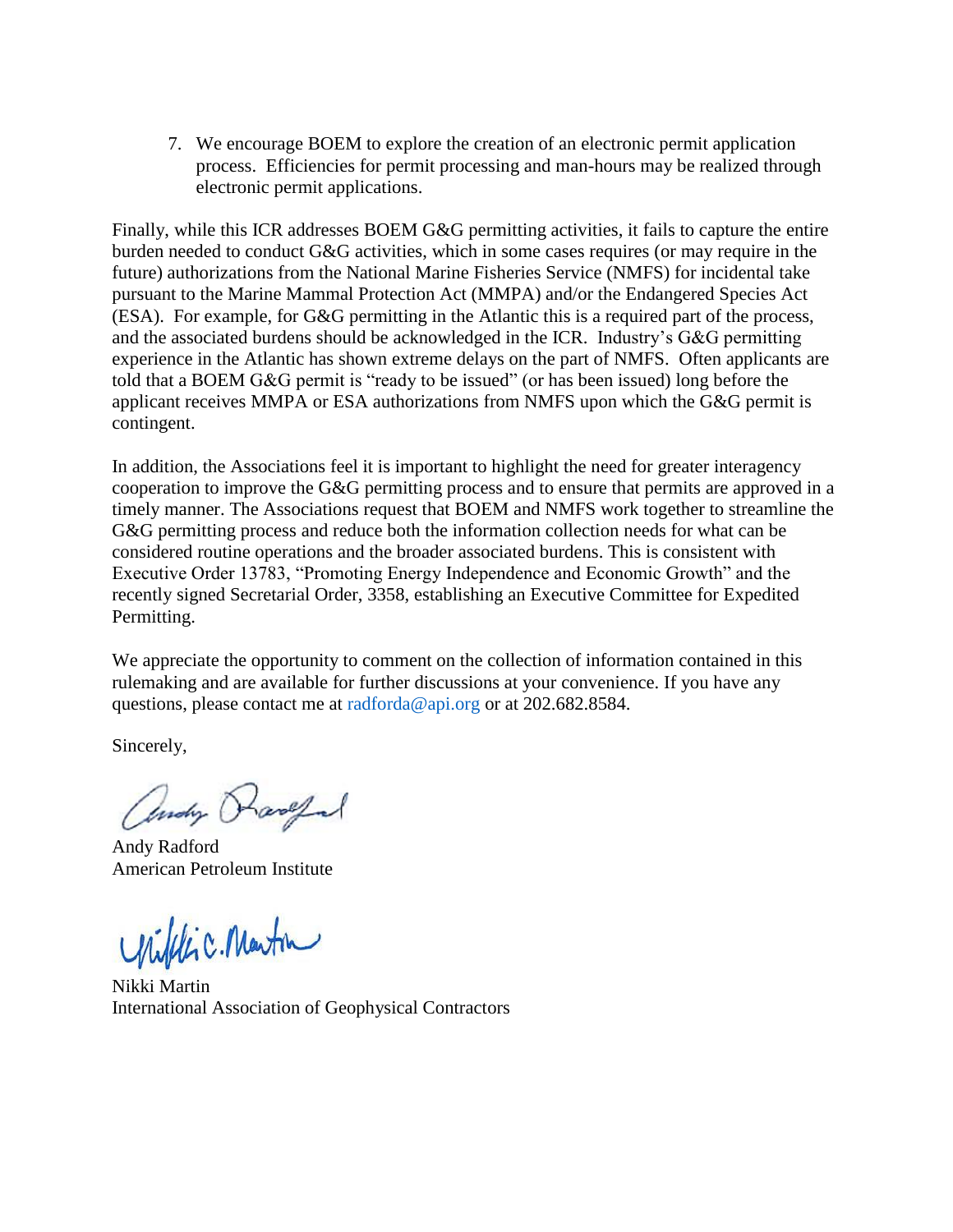7. We encourage BOEM to explore the creation of an electronic permit application process. Efficiencies for permit processing and man-hours may be realized through electronic permit applications.

Finally, while this ICR addresses BOEM G&G permitting activities, it fails to capture the entire burden needed to conduct G&G activities, which in some cases requires (or may require in the future) authorizations from the National Marine Fisheries Service (NMFS) for incidental take pursuant to the Marine Mammal Protection Act (MMPA) and/or the Endangered Species Act (ESA). For example, for G&G permitting in the Atlantic this is a required part of the process, and the associated burdens should be acknowledged in the ICR. Industry's G&G permitting experience in the Atlantic has shown extreme delays on the part of NMFS. Often applicants are told that a BOEM G&G permit is "ready to be issued" (or has been issued) long before the applicant receives MMPA or ESA authorizations from NMFS upon which the G&G permit is contingent.

In addition, the Associations feel it is important to highlight the need for greater interagency cooperation to improve the G&G permitting process and to ensure that permits are approved in a timely manner. The Associations request that BOEM and NMFS work together to streamline the G&G permitting process and reduce both the information collection needs for what can be considered routine operations and the broader associated burdens. This is consistent with Executive Order 13783, "Promoting Energy Independence and Economic Growth" and the recently signed Secretarial Order, 3358, establishing an Executive Committee for Expedited Permitting.

We appreciate the opportunity to comment on the collection of information contained in this rulemaking and are available for further discussions at your convenience. If you have any questions, please contact me at radforda@api.org or at 202.682.8584.

Sincerely,

Andy Radford
American Petroleum Institute

Nikki Martin
International Association of Geophysical Contractors